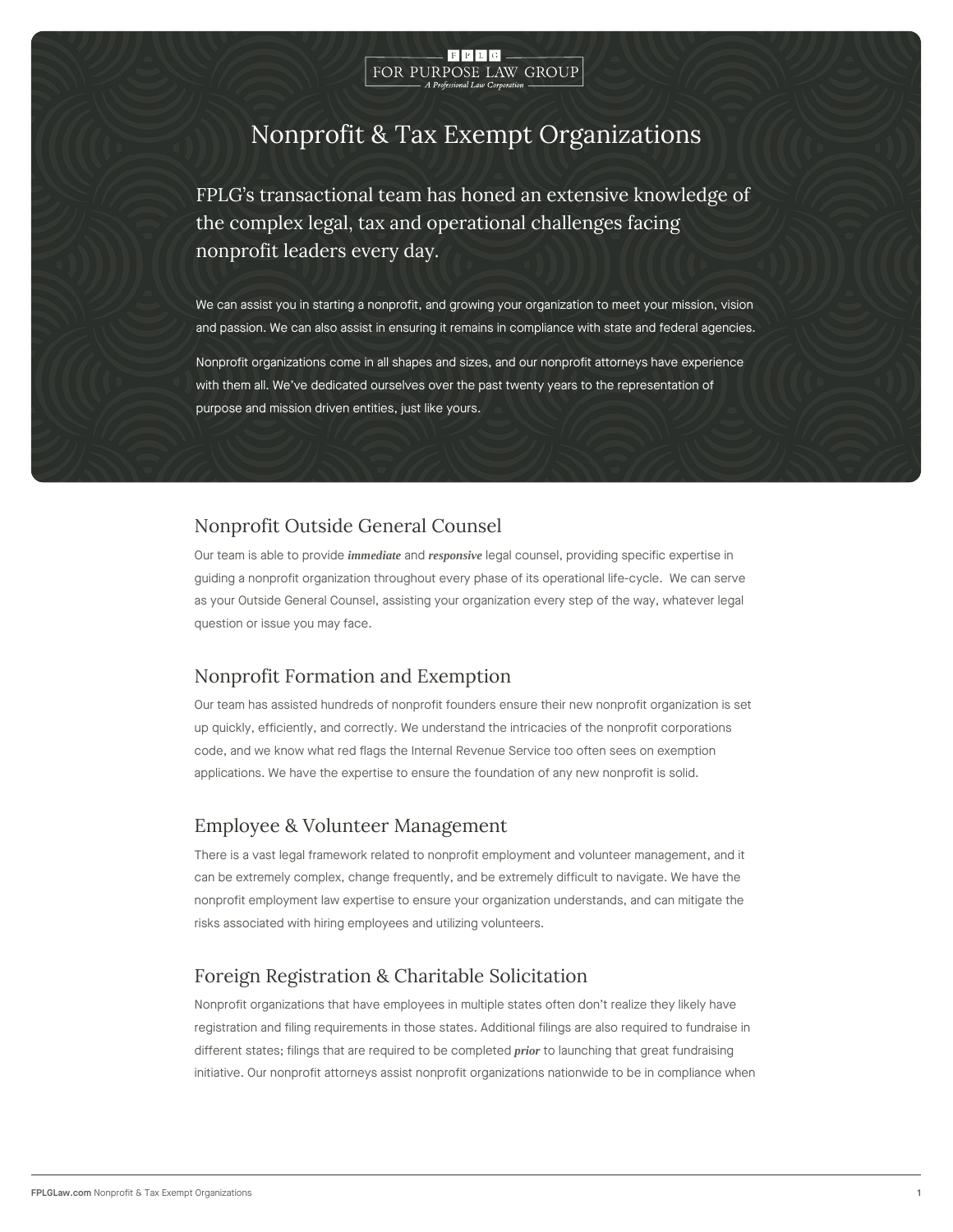FPLG

FOR PURPOSE LAW GROUP

*A Professional Law Corporation*

# Nonprofit & Tax Exempt Organizations

FPLG's transactional team has honed an extensive knowledge of the complex legal, tax and operational challenges facing nonprofit leaders every day.

We can assist you in starting a nonprofit, and growing your organization to meet your mission, vision and passion. We can also assist in ensuring it remains in compliance with state and federal agencies.

Nonprofit organizations come in all shapes and sizes, and our nonprofit attorneys have experience with them all. We've dedicated ourselves over the past twenty years to the representation of purpose and mission driven entities, just like yours.

## Nonprofit Outside General Counsel

Our team is able to provide ***immediate*** and ***responsive*** legal counsel, providing specific expertise in guiding a nonprofit organization throughout every phase of its operational life-cycle. We can serve as your Outside General Counsel, assisting your organization every step of the way, whatever legal question or issue you may face.

## Nonprofit Formation and Exemption

Our team has assisted hundreds of nonprofit founders ensure their new nonprofit organization is set up quickly, efficiently, and correctly. We understand the intricacies of the nonprofit corporations code, and we know what red flags the Internal Revenue Service too often sees on exemption applications. We have the expertise to ensure the foundation of any new nonprofit is solid.

## Employee & Volunteer Management

There is a vast legal framework related to nonprofit employment and volunteer management, and it can be extremely complex, change frequently, and be extremely difficult to navigate. We have the nonprofit employment law expertise to ensure your organization understands, and can mitigate the risks associated with hiring employees and utilizing volunteers.

## Foreign Registration & Charitable Solicitation

Nonprofit organizations that have employees in multiple states often don't realize they likely have registration and filing requirements in those states. Additional filings are also required to fundraise in different states; filings that are required to be completed ***prior*** to launching that great fundraising initiative. Our nonprofit attorneys assist nonprofit organizations nationwide to be in compliance when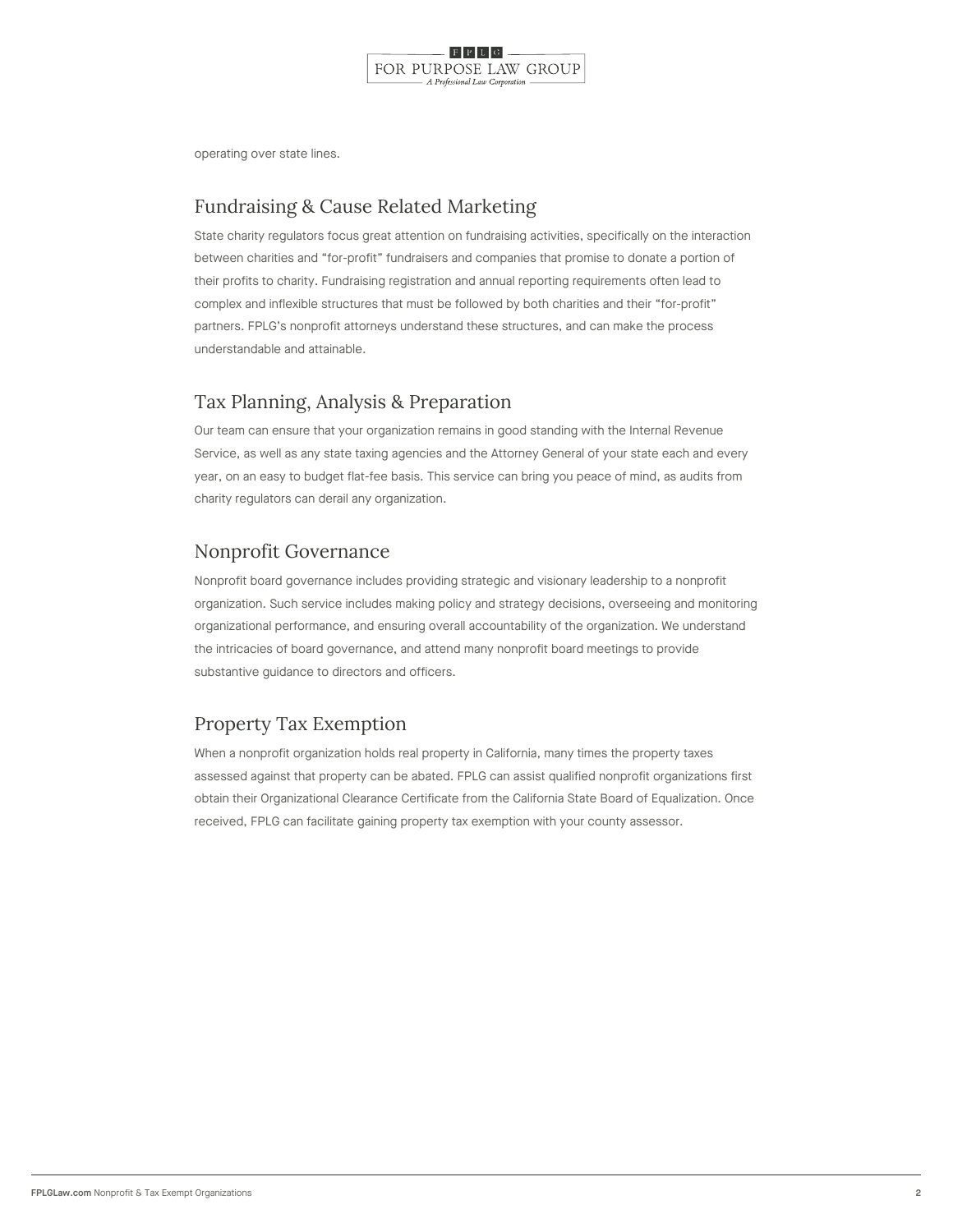operating over state lines.

## Fundraising & Cause Related Marketing

State charity regulators focus great attention on fundraising activities, specifically on the interaction between charities and “for-profit” fundraisers and companies that promise to donate a portion of their profits to charity. Fundraising registration and annual reporting requirements often lead to complex and inflexible structures that must be followed by both charities and their “for-profit” partners. FPLG’s nonprofit attorneys understand these structures, and can make the process understandable and attainable.

## Tax Planning, Analysis & Preparation

Our team can ensure that your organization remains in good standing with the Internal Revenue Service, as well as any state taxing agencies and the Attorney General of your state each and every year, on an easy to budget flat-fee basis. This service can bring you peace of mind, as audits from charity regulators can derail any organization.

## Nonprofit Governance

Nonprofit board governance includes providing strategic and visionary leadership to a nonprofit organization. Such service includes making policy and strategy decisions, overseeing and monitoring organizational performance, and ensuring overall accountability of the organization. We understand the intricacies of board governance, and attend many nonprofit board meetings to provide substantive guidance to directors and officers.

## Property Tax Exemption

When a nonprofit organization holds real property in California, many times the property taxes assessed against that property can be abated. FPLG can assist qualified nonprofit organizations first obtain their Organizational Clearance Certificate from the California State Board of Equalization. Once received, FPLG can facilitate gaining property tax exemption with your county assessor.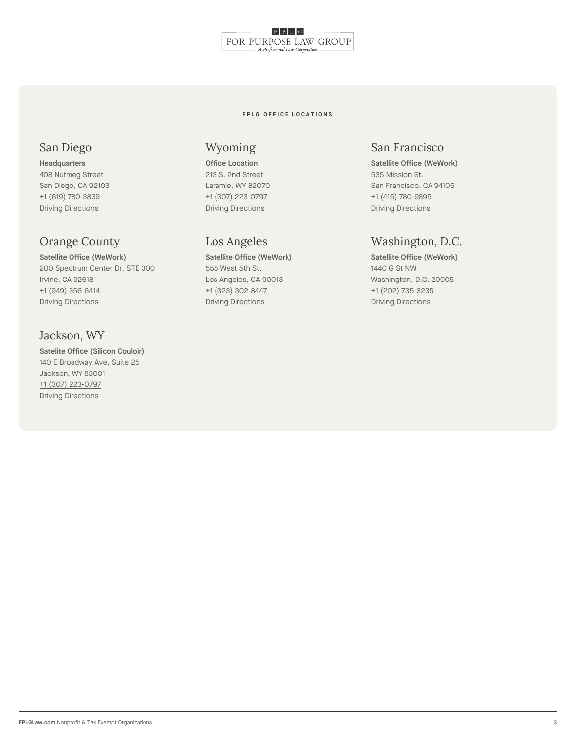FOR PURPOSE LAW GROUP
*A Professional Law Corporation*

## FPLG OFFICE LOCATIONS

### San Diego

**Headquarters**
408 Nutmeg Street
San Diego, CA 92103
+1 (619) 780-3839
Driving Directions

### Wyoming

**Office Location**
213 S. 2nd Street
Laramie, WY 82070
+1 (307) 223-0797
Driving Directions

### San Francisco

**Satellite Office (WeWork)**
535 Mission St.
San Francisco, CA 94105
+1 (415) 780-9895
Driving Directions

### Orange County

**Satellite Office (WeWork)**
200 Spectrum Center Dr. STE 300
Irvine, CA 92618
+1 (949) 356-6414
Driving Directions

### Los Angeles

**Satellite Office (WeWork)**
555 West 5th St.
Los Angeles, CA 90013
+1 (323) 302-8447
Driving Directions

### Washington, D.C.

**Satellite Office (WeWork)**
1440 G St NW
Washington, D.C. 20005
+1 (202) 735-3235
Driving Directions

### Jackson, WY

**Satelite Office (Silicon Couloir)**
140 E Broadway Ave, Suite 25
Jackson, WY 83001
+1 (307) 223-0797
Driving Directions